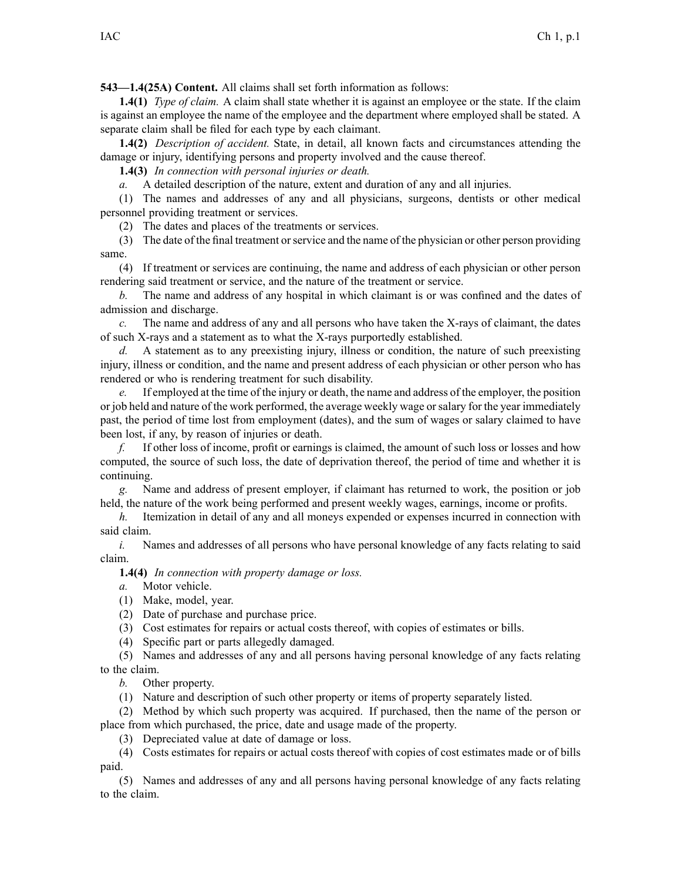**543—1.4(25A) Content.** All claims shall set forth information as follows:

**1.4(1)** *Type of claim.* A claim shall state whether it is against an employee or the state. If the claim is against an employee the name of the employee and the department where employed shall be stated. A separate claim shall be filed for each type by each claimant.

**1.4(2)** *Description of accident.* State, in detail, all known facts and circumstances attending the damage or injury, identifying persons and property involved and the cause thereof.

**1.4(3)** *In connection with personal injuries or death.*

*a.* A detailed description of the nature, extent and duration of any and all injuries.

(1) The names and addresses of any and all physicians, surgeons, dentists or other medical personnel providing treatment or services.

(2) The dates and places of the treatments or services.

(3) The date of the final treatment or service and the name of the physician or other person providing same.

(4) If treatment or services are continuing, the name and address of each physician or other person rendering said treatment or service, and the nature of the treatment or service.

*b.* The name and address of any hospital in which claimant is or was confined and the dates of admission and discharge.

*c.* The name and address of any and all persons who have taken the X-rays of claimant, the dates of such X-rays and a statement as to what the X-rays purportedly established.

*d.* A statement as to any preexisting injury, illness or condition, the nature of such preexisting injury, illness or condition, and the name and present address of each physician or other person who has rendered or who is rendering treatment for such disability.

*e.* If employed at the time of the injury or death, the name and address of the employer, the position or job held and nature of the work performed, the average weekly wage or salary for the year immediately past, the period of time lost from employment (dates), and the sum of wages or salary claimed to have been lost, if any, by reason of injuries or death.

*f.* If other loss of income, profit or earnings is claimed, the amount of such loss or losses and how computed, the source of such loss, the date of deprivation thereof, the period of time and whether it is continuing.

*g.* Name and address of present employer, if claimant has returned to work, the position or job held, the nature of the work being performed and present weekly wages, earnings, income or profits.

*h.* Itemization in detail of any and all moneys expended or expenses incurred in connection with said claim.

*i.* Names and addresses of all persons who have personal knowledge of any facts relating to said claim.

**1.4(4)** *In connection with property damage or loss.*

*a.* Motor vehicle.

(1) Make, model, year.

(2) Date of purchase and purchase price.

(3) Cost estimates for repairs or actual costs thereof, with copies of estimates or bills.

(4) Specific part or parts allegedly damaged.

(5) Names and addresses of any and all persons having personal knowledge of any facts relating to the claim.

*b.* Other property.

(1) Nature and description of such other property or items of property separately listed.

(2) Method by which such property was acquired. If purchased, then the name of the person or place from which purchased, the price, date and usage made of the property.

(3) Depreciated value at date of damage or loss.

(4) Costs estimates for repairs or actual costs thereof with copies of cost estimates made or of bills paid.

(5) Names and addresses of any and all persons having personal knowledge of any facts relating to the claim.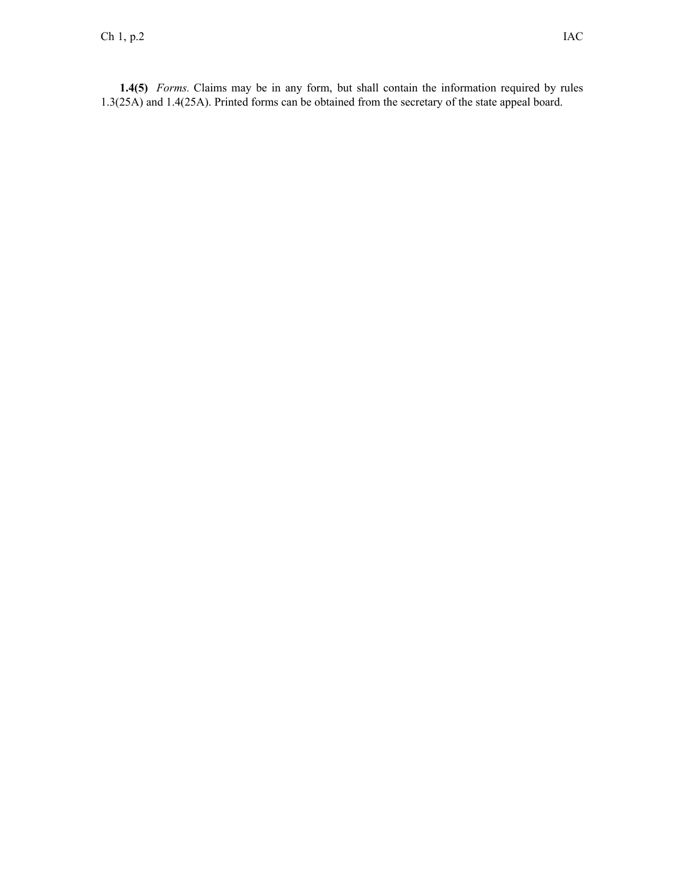**1.4(5)** *Forms.* Claims may be in any form, but shall contain the information required by rules 1.3(25A) and 1.4(25A). Printed forms can be obtained from the secretary of the state appeal board.